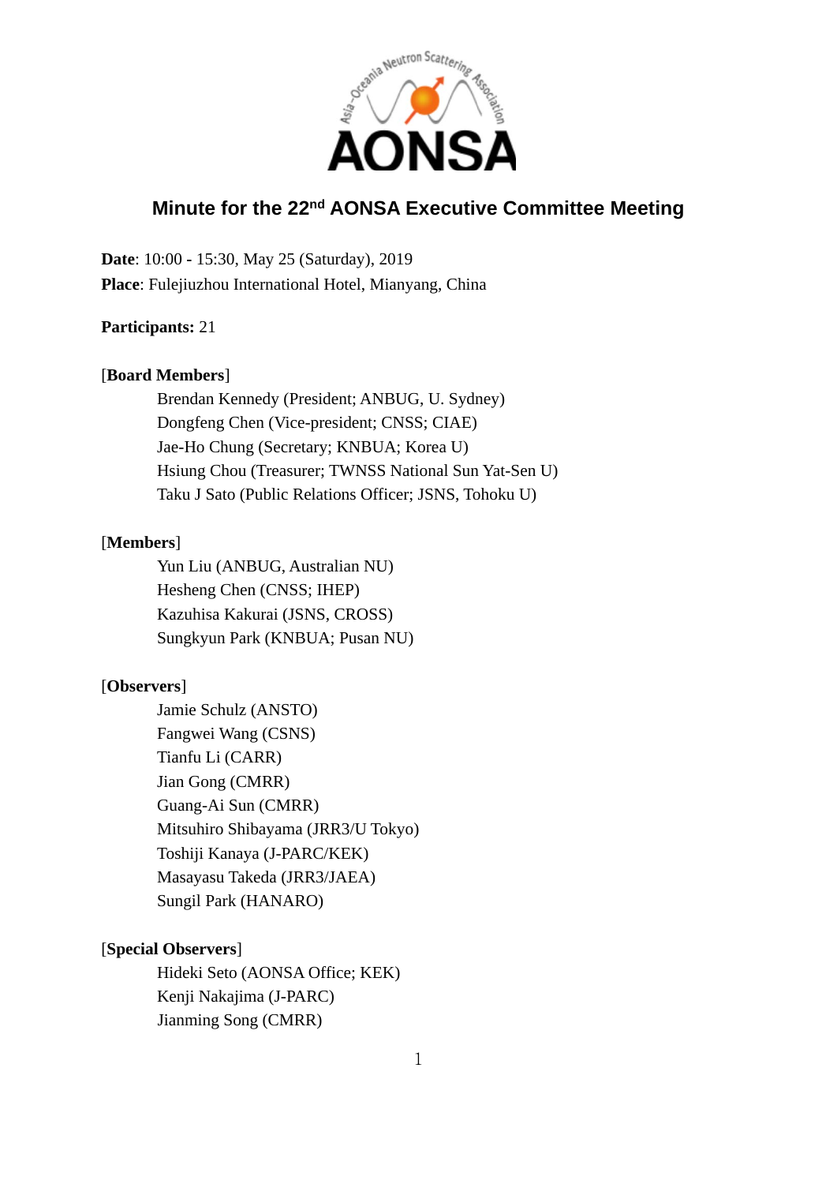# Minute for the 22nd AONSA Executive Committee Meeting

**Date**: 10:00 - 15:30, May 25 (Saturday), 2019
**Place**: Fulejiuzhou International Hotel, Mianyang, China

**Participants:** 21

[**Board Members**]

- Brendan Kennedy (President; ANBUG, U. Sydney)
- Dongfeng Chen (Vice-president; CNSS; CIAE)
- Jae-Ho Chung (Secretary; KNBUA; Korea U)
- Hsiung Chou (Treasurer; TWNSS National Sun Yat-Sen U)
- Taku J Sato (Public Relations Officer; JSNS, Tohoku U)

[**Members**]

- Yun Liu (ANBUG, Australian NU)
- Hesheng Chen (CNSS; IHEP)
- Kazuhisa Kakurai (JSNS, CROSS)
- Sungkyun Park (KNBUA; Pusan NU)

[**Observers**]

- Jamie Schulz (ANSTO)
- Fangwei Wang (CSNS)
- Tianfu Li (CARR)
- Jian Gong (CMRR)
- Guang-Ai Sun (CMRR)
- Mitsuhiro Shibayama (JRR3/U Tokyo)
- Toshiji Kanaya (J-PARC/KEK)
- Masayasu Takeda (JRR3/JAEA)
- Sungil Park (HANARO)

[**Special Observers**]

- Hideki Seto (AONSA Office; KEK)
- Kenji Nakajima (J-PARC)
- Jianming Song (CMRR)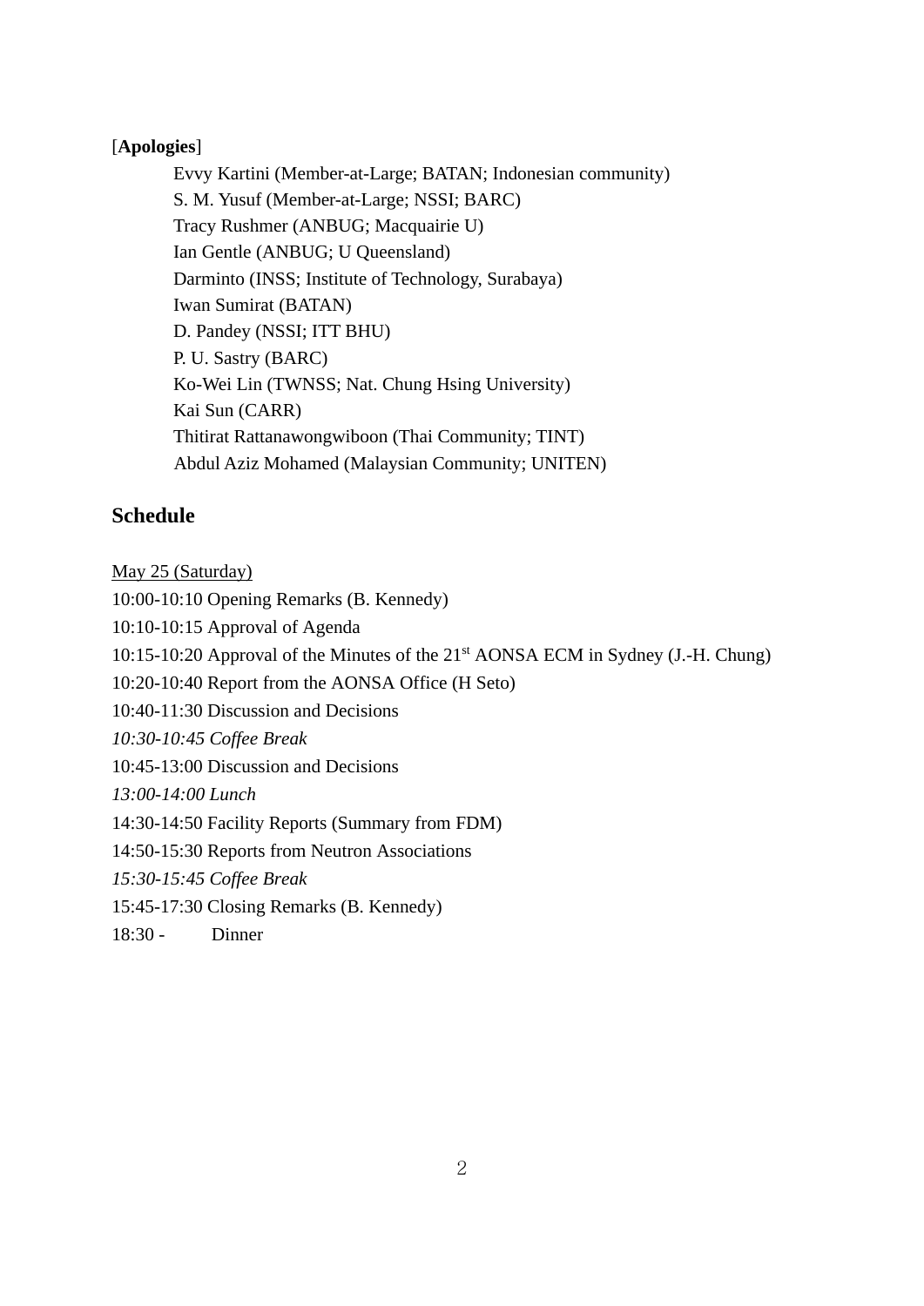[**Apologies**]

Evvy Kartini (Member-at-Large; BATAN; Indonesian community)
S. M. Yusuf (Member-at-Large; NSSI; BARC)
Tracy Rushmer (ANBUG; Macquairie U)
Ian Gentle (ANBUG; U Queensland)
Darminto (INSS; Institute of Technology, Surabaya)
Iwan Sumirat (BATAN)
D. Pandey (NSSI; ITT BHU)
P. U. Sastry (BARC)
Ko-Wei Lin (TWNSS; Nat. Chung Hsing University)
Kai Sun (CARR)
Thitirat Rattanawongwiboon (Thai Community; TINT)
Abdul Aziz Mohamed (Malaysian Community; UNITEN)

## Schedule

May 25 (Saturday)

10:00-10:10 Opening Remarks (B. Kennedy)
10:10-10:15 Approval of Agenda
10:15-10:20 Approval of the Minutes of the 21st AONSA ECM in Sydney (J.-H. Chung)
10:20-10:40 Report from the AONSA Office (H Seto)
10:40-11:30 Discussion and Decisions
*10:30-10:45 Coffee Break*
10:45-13:00 Discussion and Decisions
*13:00-14:00 Lunch*
14:30-14:50 Facility Reports (Summary from FDM)
14:50-15:30 Reports from Neutron Associations
*15:30-15:45 Coffee Break*
15:45-17:30 Closing Remarks (B. Kennedy)
18:30 - Dinner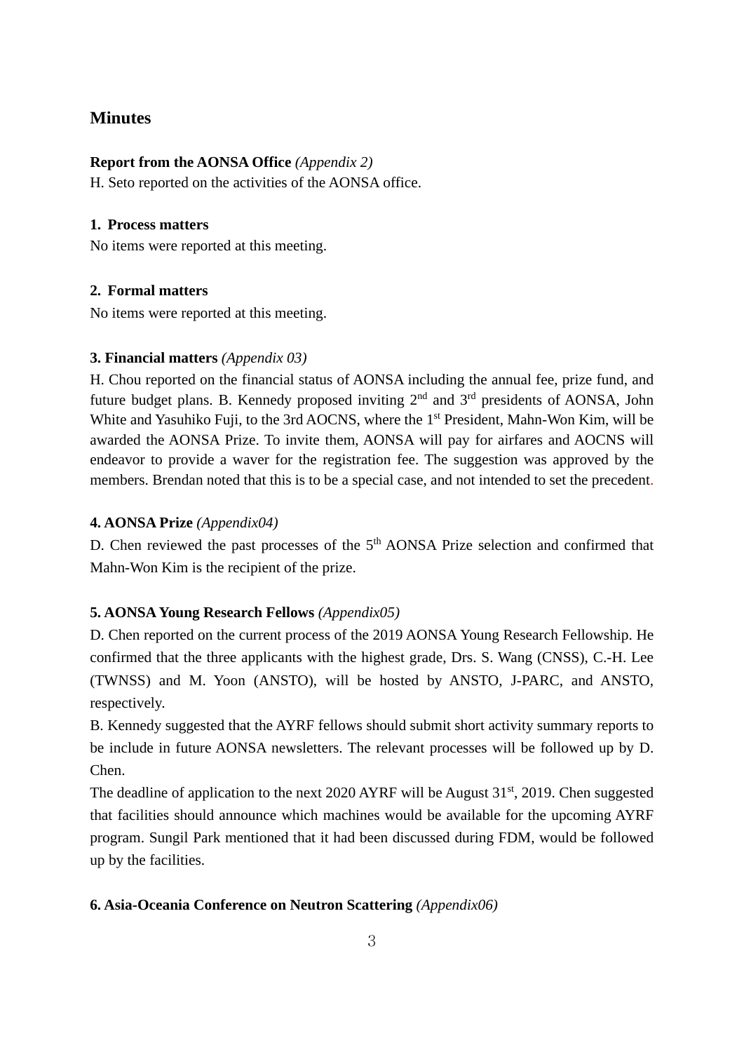## Minutes

**Report from the AONSA Office** *(Appendix 2)*

H. Seto reported on the activities of the AONSA office.

**1. Process matters**

No items were reported at this meeting.

**2. Formal matters**

No items were reported at this meeting.

**3. Financial matters** *(Appendix 03)*

H. Chou reported on the financial status of AONSA including the annual fee, prize fund, and future budget plans. B. Kennedy proposed inviting 2nd and 3rd presidents of AONSA, John White and Yasuhiko Fuji, to the 3rd AOCNS, where the 1st President, Mahn-Won Kim, will be awarded the AONSA Prize. To invite them, AONSA will pay for airfares and AOCNS will endeavor to provide a waver for the registration fee. The suggestion was approved by the members. Brendan noted that this is to be a special case, and not intended to set the precedent.

**4. AONSA Prize** *(Appendix04)*

D. Chen reviewed the past processes of the 5th AONSA Prize selection and confirmed that Mahn-Won Kim is the recipient of the prize.

**5. AONSA Young Research Fellows** *(Appendix05)*

D. Chen reported on the current process of the 2019 AONSA Young Research Fellowship. He confirmed that the three applicants with the highest grade, Drs. S. Wang (CNSS), C.-H. Lee (TWNSS) and M. Yoon (ANSTO), will be hosted by ANSTO, J-PARC, and ANSTO, respectively.

B. Kennedy suggested that the AYRF fellows should submit short activity summary reports to be include in future AONSA newsletters. The relevant processes will be followed up by D. Chen.

The deadline of application to the next 2020 AYRF will be August 31st, 2019. Chen suggested that facilities should announce which machines would be available for the upcoming AYRF program. Sungil Park mentioned that it had been discussed during FDM, would be followed up by the facilities.

**6. Asia-Oceania Conference on Neutron Scattering** *(Appendix06)*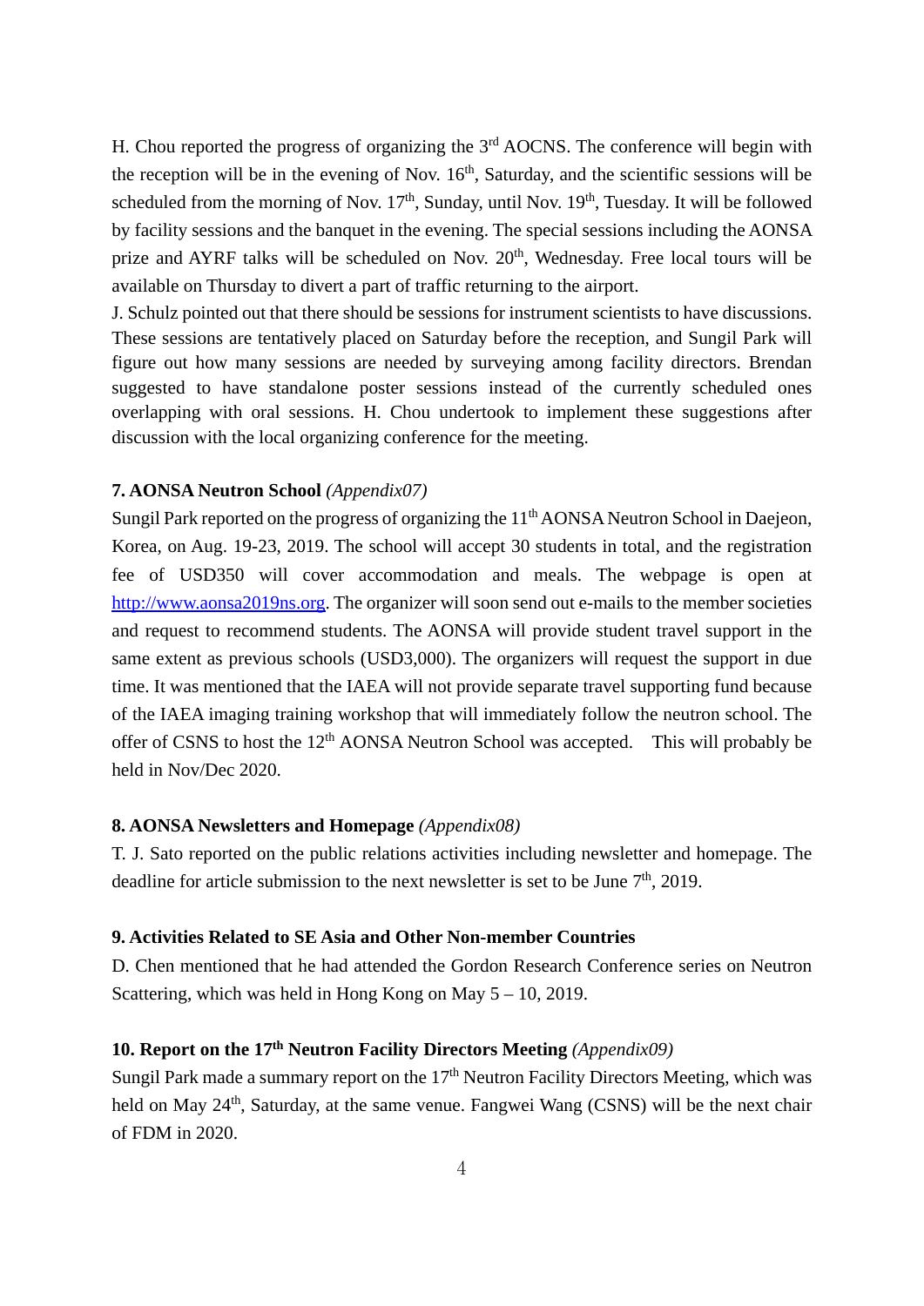H. Chou reported the progress of organizing the 3rd AOCNS. The conference will begin with the reception will be in the evening of Nov. 16th, Saturday, and the scientific sessions will be scheduled from the morning of Nov. 17th, Sunday, until Nov. 19th, Tuesday. It will be followed by facility sessions and the banquet in the evening. The special sessions including the AONSA prize and AYRF talks will be scheduled on Nov. 20th, Wednesday. Free local tours will be available on Thursday to divert a part of traffic returning to the airport.

J. Schulz pointed out that there should be sessions for instrument scientists to have discussions. These sessions are tentatively placed on Saturday before the reception, and Sungil Park will figure out how many sessions are needed by surveying among facility directors. Brendan suggested to have standalone poster sessions instead of the currently scheduled ones overlapping with oral sessions. H. Chou undertook to implement these suggestions after discussion with the local organizing conference for the meeting.

**7. AONSA Neutron School** *(Appendix07)*

Sungil Park reported on the progress of organizing the 11th AONSA Neutron School in Daejeon, Korea, on Aug. 19-23, 2019. The school will accept 30 students in total, and the registration fee of USD350 will cover accommodation and meals. The webpage is open at [http://www.aonsa2019ns.org](http://www.aonsa2019ns.org). The organizer will soon send out e-mails to the member societies and request to recommend students. The AONSA will provide student travel support in the same extent as previous schools (USD3,000). The organizers will request the support in due time. It was mentioned that the IAEA will not provide separate travel supporting fund because of the IAEA imaging training workshop that will immediately follow the neutron school. The offer of CSNS to host the 12th AONSA Neutron School was accepted. This will probably be held in Nov/Dec 2020.

**8. AONSA Newsletters and Homepage** *(Appendix08)*

T. J. Sato reported on the public relations activities including newsletter and homepage. The deadline for article submission to the next newsletter is set to be June 7th, 2019.

**9. Activities Related to SE Asia and Other Non-member Countries**

D. Chen mentioned that he had attended the Gordon Research Conference series on Neutron Scattering, which was held in Hong Kong on May 5 – 10, 2019.

**10. Report on the 17th Neutron Facility Directors Meeting** *(Appendix09)*

Sungil Park made a summary report on the 17th Neutron Facility Directors Meeting, which was held on May 24th, Saturday, at the same venue. Fangwei Wang (CSNS) will be the next chair of FDM in 2020.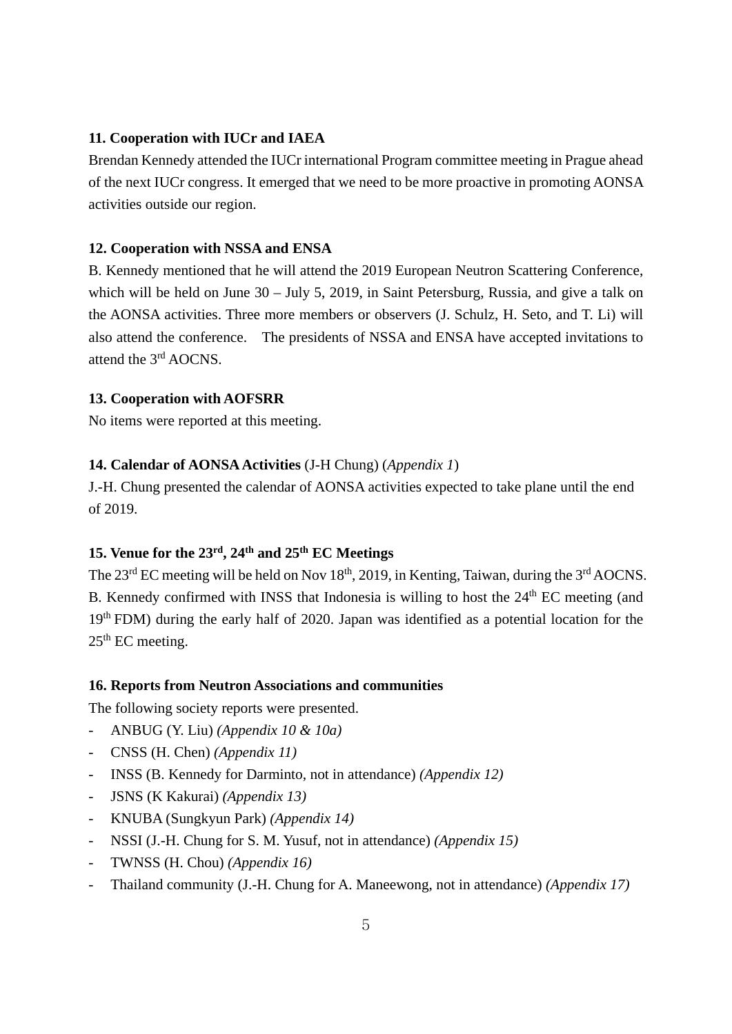**11. Cooperation with IUCr and IAEA**

Brendan Kennedy attended the IUCr international Program committee meeting in Prague ahead of the next IUCr congress. It emerged that we need to be more proactive in promoting AONSA activities outside our region.

**12. Cooperation with NSSA and ENSA**

B. Kennedy mentioned that he will attend the 2019 European Neutron Scattering Conference, which will be held on June 30 – July 5, 2019, in Saint Petersburg, Russia, and give a talk on the AONSA activities. Three more members or observers (J. Schulz, H. Seto, and T. Li) will also attend the conference. The presidents of NSSA and ENSA have accepted invitations to attend the 3rd AOCNS.

**13. Cooperation with AOFSRR**

No items were reported at this meeting.

**14. Calendar of AONSA Activities** (J-H Chung) (*Appendix 1*)

J.-H. Chung presented the calendar of AONSA activities expected to take plane until the end of 2019.

**15. Venue for the 23rd, 24th and 25th EC Meetings**

The 23rd EC meeting will be held on Nov 18th, 2019, in Kenting, Taiwan, during the 3rd AOCNS. B. Kennedy confirmed with INSS that Indonesia is willing to host the 24th EC meeting (and 19th FDM) during the early half of 2020. Japan was identified as a potential location for the 25th EC meeting.

**16. Reports from Neutron Associations and communities**

The following society reports were presented.

- ANBUG (Y. Liu) *(Appendix 10 & 10a)*
- CNSS (H. Chen) *(Appendix 11)*
- INSS (B. Kennedy for Darminto, not in attendance) *(Appendix 12)*
- JSNS (K Kakurai) *(Appendix 13)*
- KNUBA (Sungkyun Park) *(Appendix 14)*
- NSSI (J.-H. Chung for S. M. Yusuf, not in attendance) *(Appendix 15)*
- TWNSS (H. Chou) *(Appendix 16)*
- Thailand community (J.-H. Chung for A. Maneewong, not in attendance) *(Appendix 17)*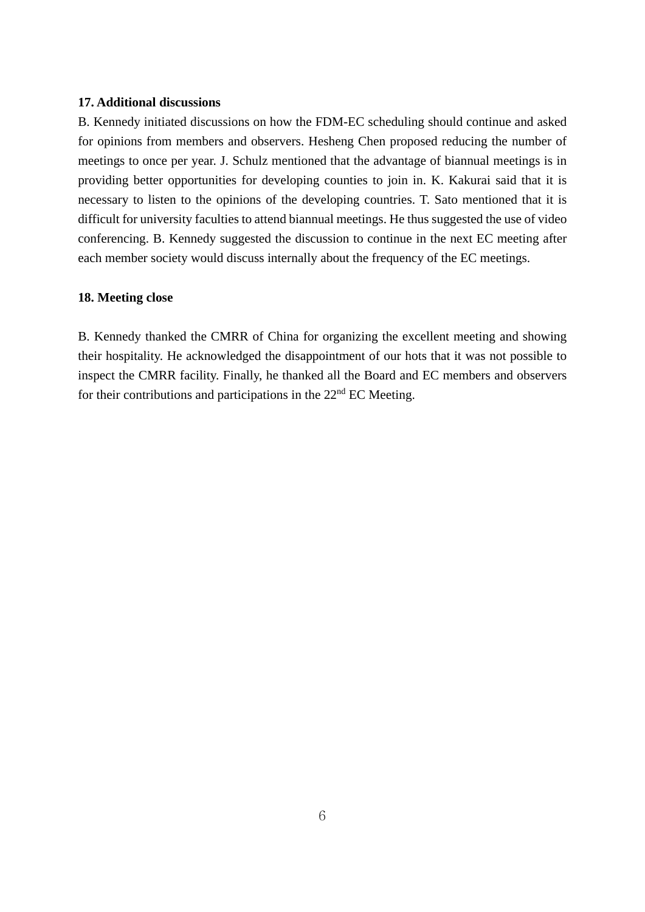**17. Additional discussions**

B. Kennedy initiated discussions on how the FDM-EC scheduling should continue and asked for opinions from members and observers. Hesheng Chen proposed reducing the number of meetings to once per year. J. Schulz mentioned that the advantage of biannual meetings is in providing better opportunities for developing counties to join in. K. Kakurai said that it is necessary to listen to the opinions of the developing countries. T. Sato mentioned that it is difficult for university faculties to attend biannual meetings. He thus suggested the use of video conferencing. B. Kennedy suggested the discussion to continue in the next EC meeting after each member society would discuss internally about the frequency of the EC meetings.

**18. Meeting close**

B. Kennedy thanked the CMRR of China for organizing the excellent meeting and showing their hospitality. He acknowledged the disappointment of our hots that it was not possible to inspect the CMRR facility. Finally, he thanked all the Board and EC members and observers for their contributions and participations in the 22nd EC Meeting.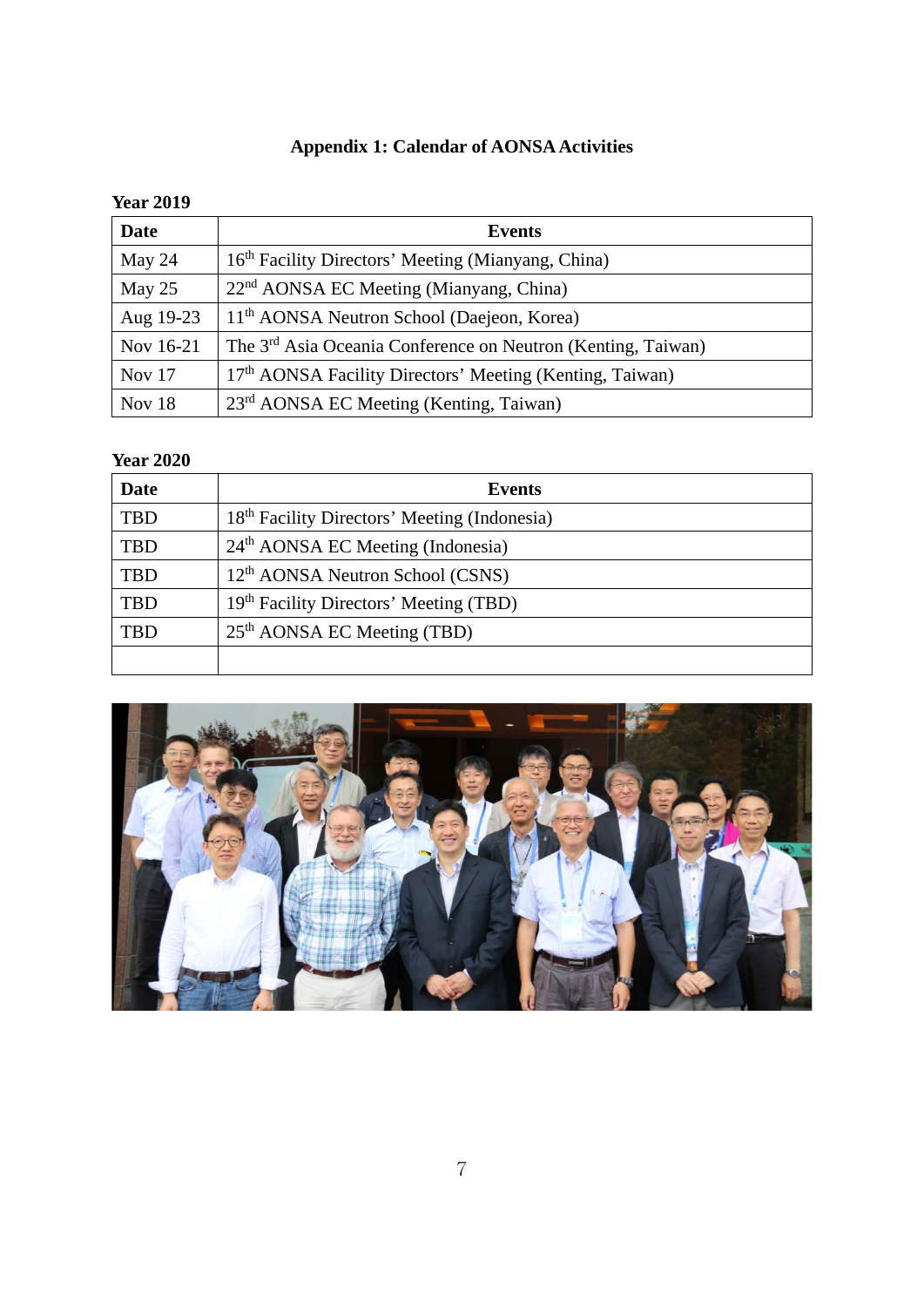# Appendix 1: Calendar of AONSA Activities

**Year 2019**

| Date | Events |
|---|---|
| May 24 | 16th Facility Directors' Meeting (Mianyang, China) |
| May 25 | 22nd AONSA EC Meeting (Mianyang, China) |
| Aug 19-23 | 11th AONSA Neutron School (Daejeon, Korea) |
| Nov 16-21 | The 3rd Asia Oceania Conference on Neutron (Kenting, Taiwan) |
| Nov 17 | 17th AONSA Facility Directors' Meeting (Kenting, Taiwan) |
| Nov 18 | 23rd AONSA EC Meeting (Kenting, Taiwan) |

**Year 2020**

| Date | Events |
|---|---|
| TBD | 18th Facility Directors' Meeting (Indonesia) |
| TBD | 24th AONSA EC Meeting (Indonesia) |
| TBD | 12th AONSA Neutron School (CSNS) |
| TBD | 19th Facility Directors' Meeting (TBD) |
| TBD | 25th AONSA EC Meeting (TBD) |
| | |